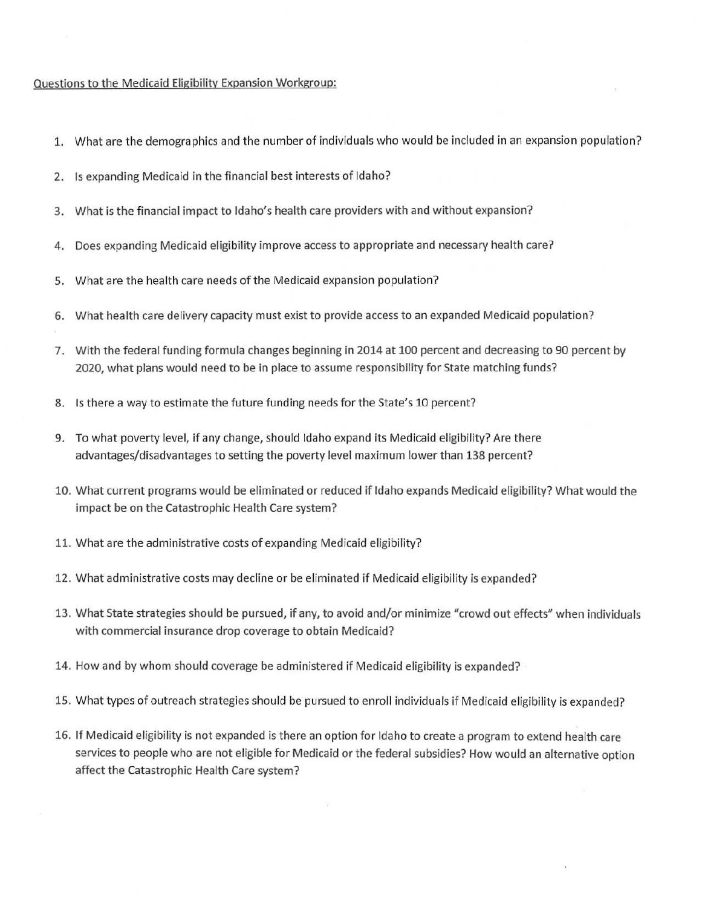<u>Questions to the Medicaid Eligibility Expansion Workgroup:</u>

1. What are the demographics and the number of individuals who would be included in an expansion population?

2. Is expanding Medicaid in the financial best interests of Idaho?

3. What is the financial impact to Idaho's health care providers with and without expansion?

4. Does expanding Medicaid eligibility improve access to appropriate and necessary health care?

5. What are the health care needs of the Medicaid expansion population?

6. What health care delivery capacity must exist to provide access to an expanded Medicaid population?

7. With the federal funding formula changes beginning in 2014 at 100 percent and decreasing to 90 percent by 2020, what plans would need to be in place to assume responsibility for State matching funds?

8. Is there a way to estimate the future funding needs for the State's 10 percent?

9. To what poverty level, if any change, should Idaho expand its Medicaid eligibility? Are there advantages/disadvantages to setting the poverty level maximum lower than 138 percent?

10. What current programs would be eliminated or reduced if Idaho expands Medicaid eligibility? What would the impact be on the Catastrophic Health Care system?

11. What are the administrative costs of expanding Medicaid eligibility?

12. What administrative costs may decline or be eliminated if Medicaid eligibility is expanded?

13. What State strategies should be pursued, if any, to avoid and/or minimize "crowd out effects" when individuals with commercial insurance drop coverage to obtain Medicaid?

14. How and by whom should coverage be administered if Medicaid eligibility is expanded?

15. What types of outreach strategies should be pursued to enroll individuals if Medicaid eligibility is expanded?

16. If Medicaid eligibility is not expanded is there an option for Idaho to create a program to extend health care services to people who are not eligible for Medicaid or the federal subsidies? How would an alternative option affect the Catastrophic Health Care system?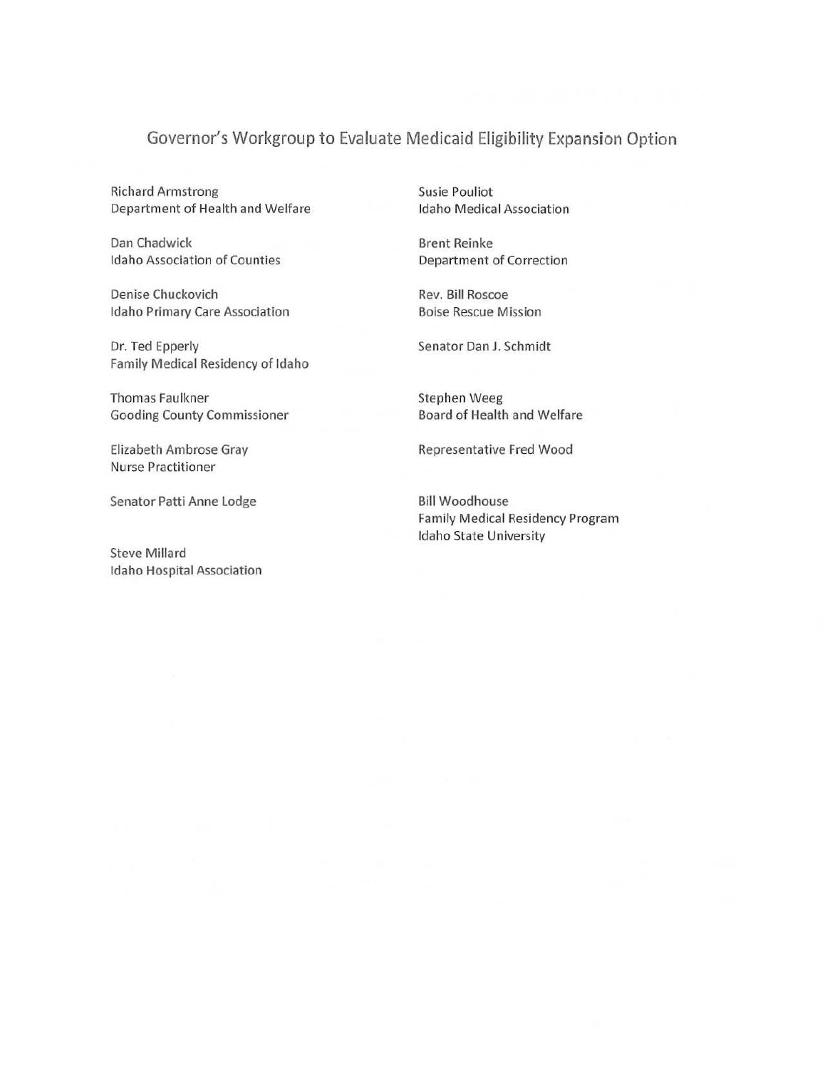## Governor's Workgroup to Evaluate Medicaid Eligibility Expansion Option

Richard Armstrong
Department of Health and Welfare

Dan Chadwick
Idaho Association of Counties

Denise Chuckovich
Idaho Primary Care Association

Dr. Ted Epperly
Family Medical Residency of Idaho

Thomas Faulkner
Gooding County Commissioner

Elizabeth Ambrose Gray
Nurse Practitioner

Senator Patti Anne Lodge

Steve Millard
Idaho Hospital Association

Susie Pouliot
Idaho Medical Association

Brent Reinke
Department of Correction

Rev. Bill Roscoe
Boise Rescue Mission

Senator Dan J. Schmidt

Stephen Weeg
Board of Health and Welfare

Representative Fred Wood

Bill Woodhouse
Family Medical Residency Program
Idaho State University